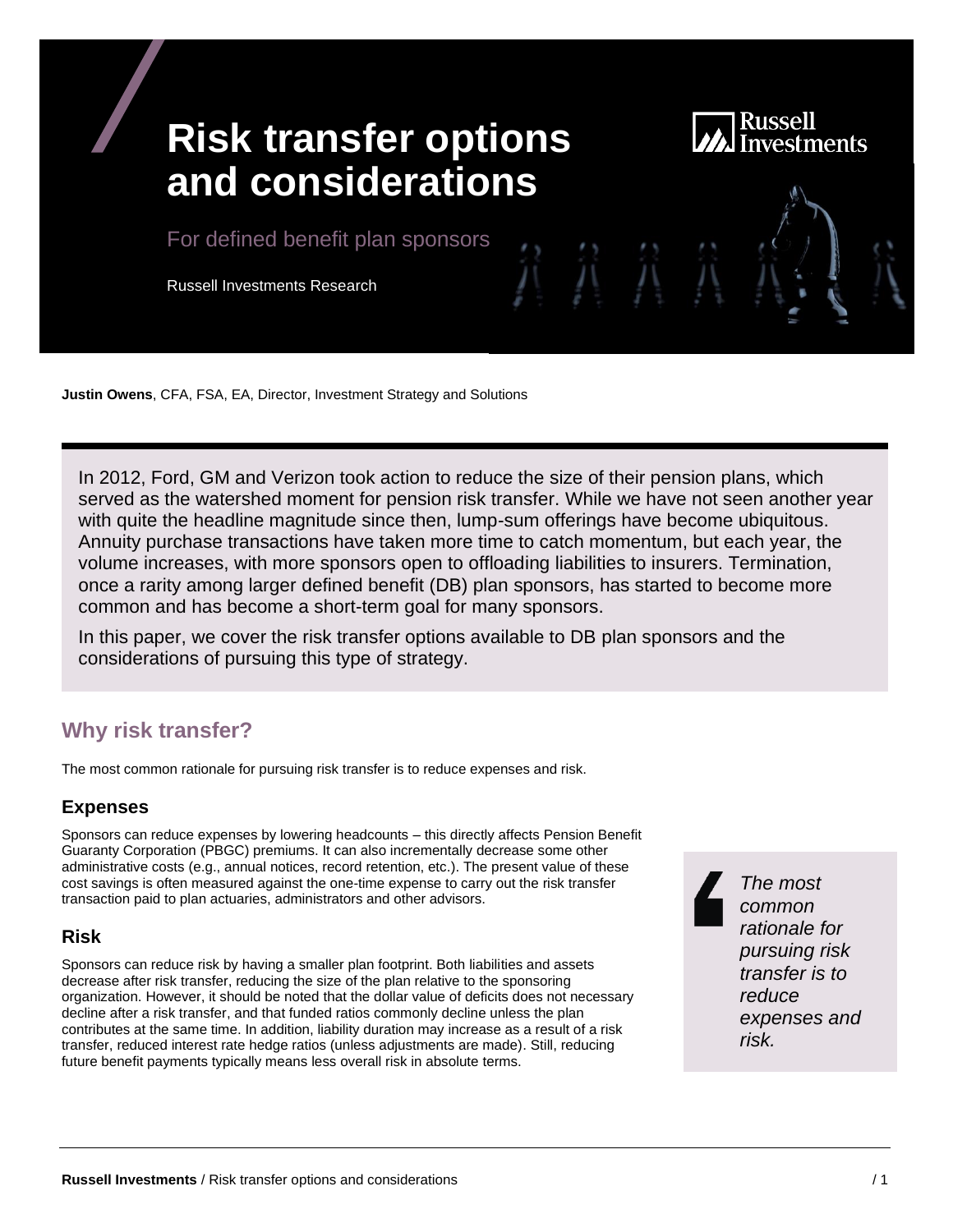# Risk transfer options and considerations

For defined benefit plan sponsors

Russell Investments Research

**Justin Owens**, CFA, FSA, EA, Director, Investment Strategy and Solutions

In 2012, Ford, GM and Verizon took action to reduce the size of their pension plans, which served as the watershed moment for pension risk transfer. While we have not seen another year with quite the headline magnitude since then, lump-sum offerings have become ubiquitous. Annuity purchase transactions have taken more time to catch momentum, but each year, the volume increases, with more sponsors open to offloading liabilities to insurers. Termination, once a rarity among larger defined benefit (DB) plan sponsors, has started to become more common and has become a short-term goal for many sponsors.

In this paper, we cover the risk transfer options available to DB plan sponsors and the considerations of pursuing this type of strategy.

## Why risk transfer?

The most common rationale for pursuing risk transfer is to reduce expenses and risk.

### Expenses

Sponsors can reduce expenses by lowering headcounts – this directly affects Pension Benefit Guaranty Corporation (PBGC) premiums. It can also incrementally decrease some other administrative costs (e.g., annual notices, record retention, etc.). The present value of these cost savings is often measured against the one-time expense to carry out the risk transfer transaction paid to plan actuaries, administrators and other advisors.

### Risk

Sponsors can reduce risk by having a smaller plan footprint. Both liabilities and assets decrease after risk transfer, reducing the size of the plan relative to the sponsoring organization. However, it should be noted that the dollar value of deficits does not necessary decline after a risk transfer, and that funded ratios commonly decline unless the plan contributes at the same time. In addition, liability duration may increase as a result of a risk transfer, reduced interest rate hedge ratios (unless adjustments are made). Still, reducing future benefit payments typically means less overall risk in absolute terms.

> *The most common rationale for pursuing risk transfer is to reduce expenses and risk.*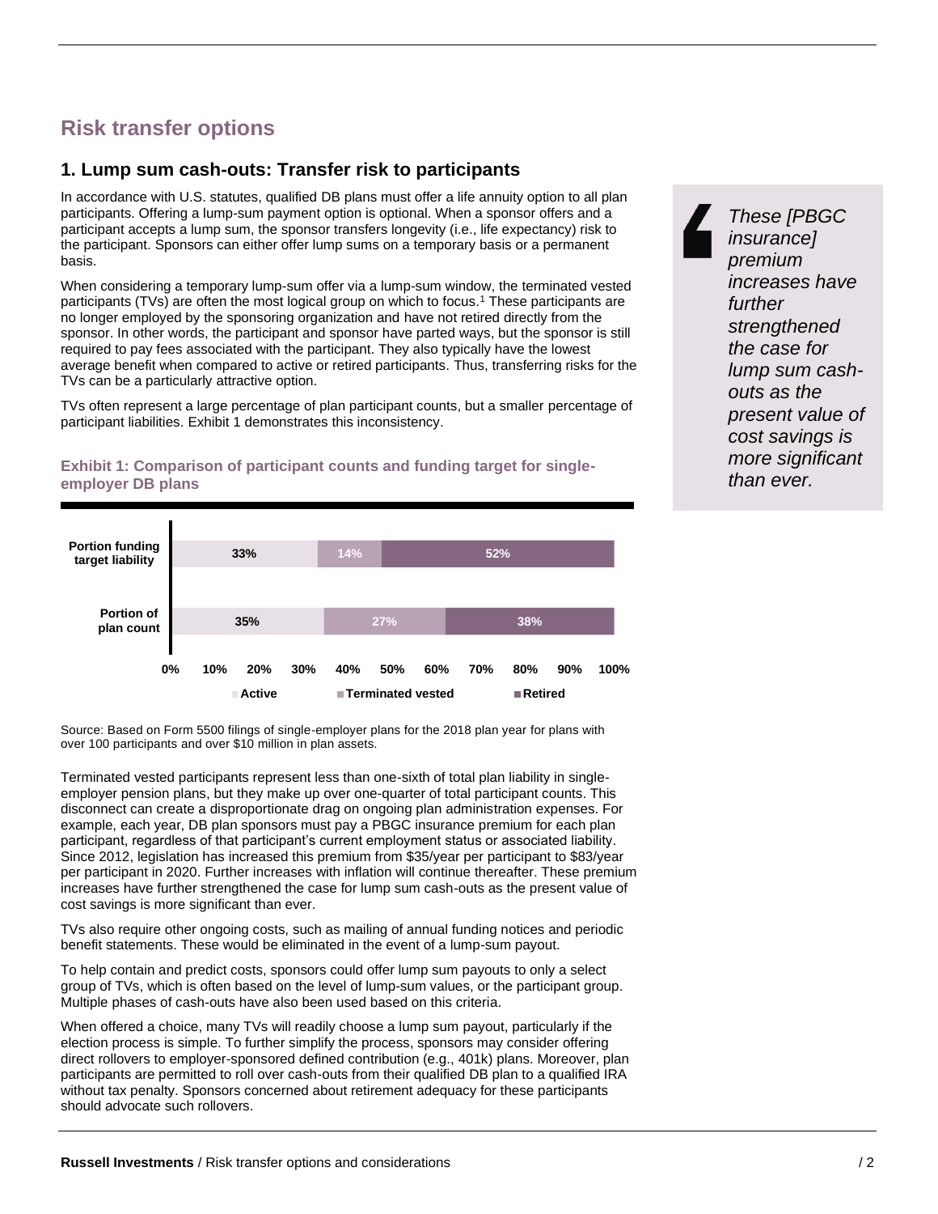# Risk transfer options

## 1. Lump sum cash-outs: Transfer risk to participants

In accordance with U.S. statutes, qualified DB plans must offer a life annuity option to all plan participants. Offering a lump-sum payment option is optional. When a sponsor offers and a participant accepts a lump sum, the sponsor transfers longevity (i.e., life expectancy) risk to the participant. Sponsors can either offer lump sums on a temporary basis or a permanent basis.

When considering a temporary lump-sum offer via a lump-sum window, the terminated vested participants (TVs) are often the most logical group on which to focus.[1] These participants are no longer employed by the sponsoring organization and have not retired directly from the sponsor. In other words, the participant and sponsor have parted ways, but the sponsor is still required to pay fees associated with the participant. They also typically have the lowest average benefit when compared to active or retired participants. Thus, transferring risks for the TVs can be a particularly attractive option.

TVs often represent a large percentage of plan participant counts, but a smaller percentage of participant liabilities. Exhibit 1 demonstrates this inconsistency.

> *These [PBGC insurance] premium increases have further strengthened the case for lump sum cash-outs as the present value of cost savings is more significant than ever.*

**Exhibit 1: Comparison of participant counts and funding target for single-employer DB plans**

| | Active | Terminated vested | Retired |
|---|---|---|---|
| Portion funding target liability | 33% | 14% | 52% |
| Portion of plan count | 35% | 27% | 38% |

Source: Based on Form 5500 filings of single-employer plans for the 2018 plan year for plans with over 100 participants and over $10 million in plan assets.

Terminated vested participants represent less than one-sixth of total plan liability in single-employer pension plans, but they make up over one-quarter of total participant counts. This disconnect can create a disproportionate drag on ongoing plan administration expenses. For example, each year, DB plan sponsors must pay a PBGC insurance premium for each plan participant, regardless of that participant's current employment status or associated liability. Since 2012, legislation has increased this premium from $35/year per participant to $83/year per participant in 2020. Further increases with inflation will continue thereafter. These premium increases have further strengthened the case for lump sum cash-outs as the present value of cost savings is more significant than ever.

TVs also require other ongoing costs, such as mailing of annual funding notices and periodic benefit statements. These would be eliminated in the event of a lump-sum payout.

To help contain and predict costs, sponsors could offer lump sum payouts to only a select group of TVs, which is often based on the level of lump-sum values, or the participant group. Multiple phases of cash-outs have also been used based on this criteria.

When offered a choice, many TVs will readily choose a lump sum payout, particularly if the election process is simple. To further simplify the process, sponsors may consider offering direct rollovers to employer-sponsored defined contribution (e.g., 401k) plans. Moreover, plan participants are permitted to roll over cash-outs from their qualified DB plan to a qualified IRA without tax penalty. Sponsors concerned about retirement adequacy for these participants should advocate such rollovers.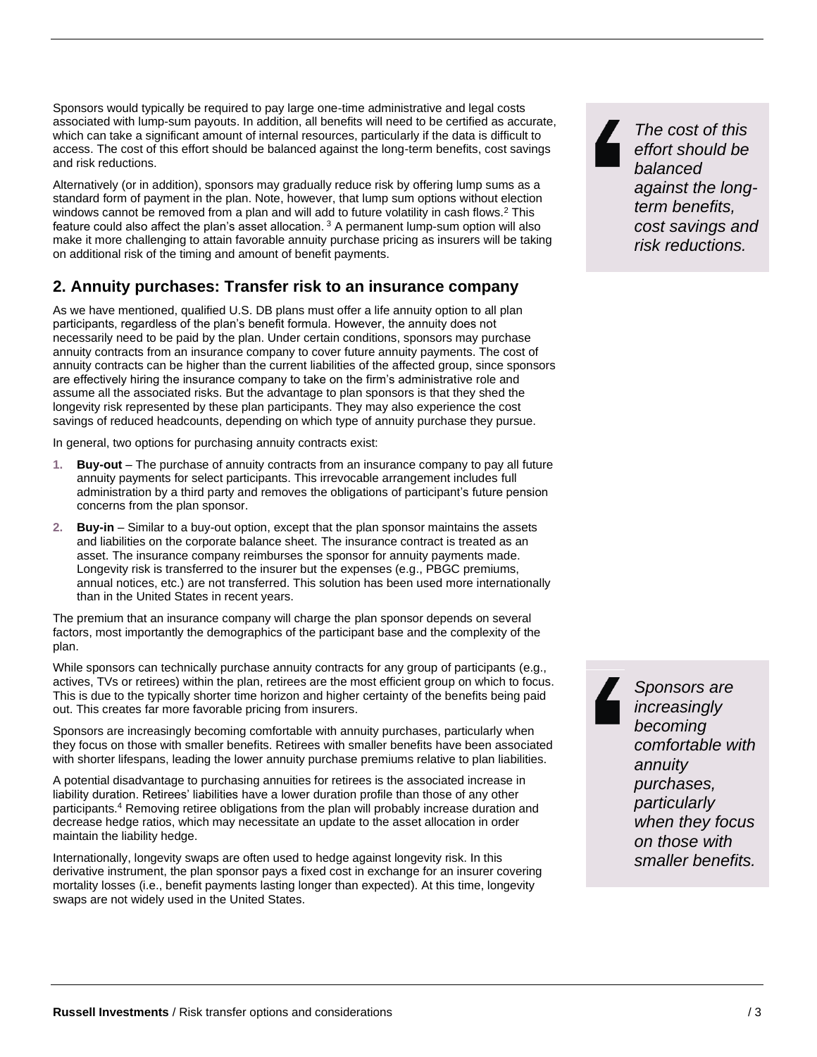Sponsors would typically be required to pay large one-time administrative and legal costs associated with lump-sum payouts. In addition, all benefits will need to be certified as accurate, which can take a significant amount of internal resources, particularly if the data is difficult to access. The cost of this effort should be balanced against the long-term benefits, cost savings and risk reductions.

> *The cost of this effort should be balanced against the long-term benefits, cost savings and risk reductions.*

Alternatively (or in addition), sponsors may gradually reduce risk by offering lump sums as a standard form of payment in the plan. Note, however, that lump sum options without election windows cannot be removed from a plan and will add to future volatility in cash flows.[2] This feature could also affect the plan's asset allocation.[3] A permanent lump-sum option will also make it more challenging to attain favorable annuity purchase pricing as insurers will be taking on additional risk of the timing and amount of benefit payments.

## 2. Annuity purchases: Transfer risk to an insurance company

As we have mentioned, qualified U.S. DB plans must offer a life annuity option to all plan participants, regardless of the plan's benefit formula. However, the annuity does not necessarily need to be paid by the plan. Under certain conditions, sponsors may purchase annuity contracts from an insurance company to cover future annuity payments. The cost of annuity contracts can be higher than the current liabilities of the affected group, since sponsors are effectively hiring the insurance company to take on the firm's administrative role and assume all the associated risks. But the advantage to plan sponsors is that they shed the longevity risk represented by these plan participants. They may also experience the cost savings of reduced headcounts, depending on which type of annuity purchase they pursue.

In general, two options for purchasing annuity contracts exist:

1. **Buy-out** – The purchase of annuity contracts from an insurance company to pay all future annuity payments for select participants. This irrevocable arrangement includes full administration by a third party and removes the obligations of participant's future pension concerns from the plan sponsor.
2. **Buy-in** – Similar to a buy-out option, except that the plan sponsor maintains the assets and liabilities on the corporate balance sheet. The insurance contract is treated as an asset. The insurance company reimburses the sponsor for annuity payments made. Longevity risk is transferred to the insurer but the expenses (e.g., PBGC premiums, annual notices, etc.) are not transferred. This solution has been used more internationally than in the United States in recent years.

The premium that an insurance company will charge the plan sponsor depends on several factors, most importantly the demographics of the participant base and the complexity of the plan.

While sponsors can technically purchase annuity contracts for any group of participants (e.g., actives, TVs or retirees) within the plan, retirees are the most efficient group on which to focus. This is due to the typically shorter time horizon and higher certainty of the benefits being paid out. This creates far more favorable pricing from insurers.

> *Sponsors are increasingly becoming comfortable with annuity purchases, particularly when they focus on those with smaller benefits.*

Sponsors are increasingly becoming comfortable with annuity purchases, particularly when they focus on those with smaller benefits. Retirees with smaller benefits have been associated with shorter lifespans, leading the lower annuity purchase premiums relative to plan liabilities.

A potential disadvantage to purchasing annuities for retirees is the associated increase in liability duration. Retirees' liabilities have a lower duration profile than those of any other participants.[4] Removing retiree obligations from the plan will probably increase duration and decrease hedge ratios, which may necessitate an update to the asset allocation in order maintain the liability hedge.

Internationally, longevity swaps are often used to hedge against longevity risk. In this derivative instrument, the plan sponsor pays a fixed cost in exchange for an insurer covering mortality losses (i.e., benefit payments lasting longer than expected). At this time, longevity swaps are not widely used in the United States.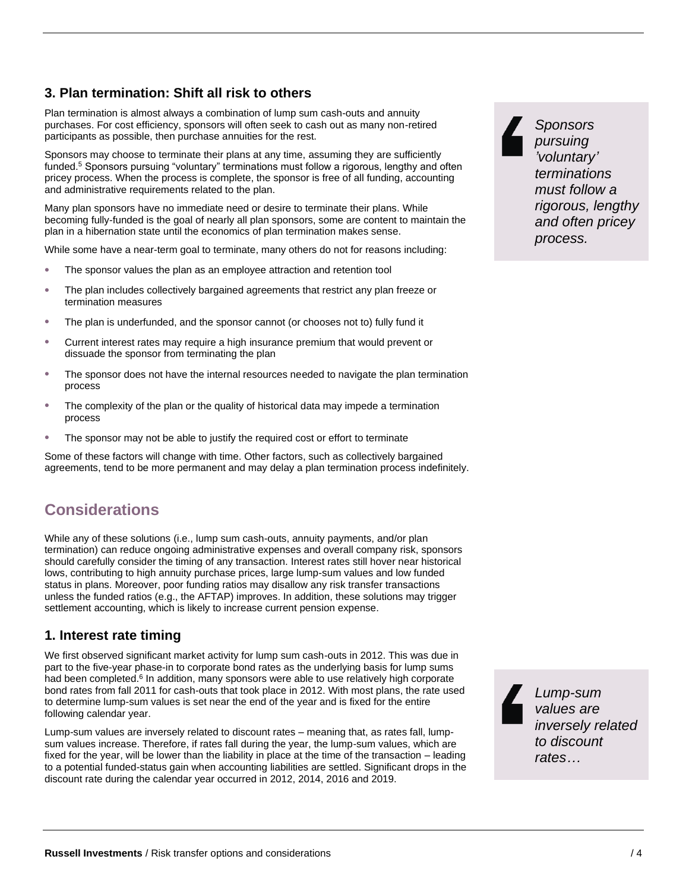## 3. Plan termination: Shift all risk to others

Plan termination is almost always a combination of lump sum cash-outs and annuity purchases. For cost efficiency, sponsors will often seek to cash out as many non-retired participants as possible, then purchase annuities for the rest.

Sponsors may choose to terminate their plans at any time, assuming they are sufficiently funded.[5] Sponsors pursuing "voluntary" terminations must follow a rigorous, lengthy and often pricey process. When the process is complete, the sponsor is free of all funding, accounting and administrative requirements related to the plan.

> *Sponsors pursuing 'voluntary' terminations must follow a rigorous, lengthy and often pricey process.*

Many plan sponsors have no immediate need or desire to terminate their plans. While becoming fully-funded is the goal of nearly all plan sponsors, some are content to maintain the plan in a hibernation state until the economics of plan termination makes sense.

While some have a near-term goal to terminate, many others do not for reasons including:

- The sponsor values the plan as an employee attraction and retention tool
- The plan includes collectively bargained agreements that restrict any plan freeze or termination measures
- The plan is underfunded, and the sponsor cannot (or chooses not to) fully fund it
- Current interest rates may require a high insurance premium that would prevent or dissuade the sponsor from terminating the plan
- The sponsor does not have the internal resources needed to navigate the plan termination process
- The complexity of the plan or the quality of historical data may impede a termination process
- The sponsor may not be able to justify the required cost or effort to terminate

Some of these factors will change with time. Other factors, such as collectively bargained agreements, tend to be more permanent and may delay a plan termination process indefinitely.

# Considerations

While any of these solutions (i.e., lump sum cash-outs, annuity payments, and/or plan termination) can reduce ongoing administrative expenses and overall company risk, sponsors should carefully consider the timing of any transaction. Interest rates still hover near historical lows, contributing to high annuity purchase prices, large lump-sum values and low funded status in plans. Moreover, poor funding ratios may disallow any risk transfer transactions unless the funded ratios (e.g., the AFTAP) improves. In addition, these solutions may trigger settlement accounting, which is likely to increase current pension expense.

## 1. Interest rate timing

We first observed significant market activity for lump sum cash-outs in 2012. This was due in part to the five-year phase-in to corporate bond rates as the underlying basis for lump sums had been completed.[6] In addition, many sponsors were able to use relatively high corporate bond rates from fall 2011 for cash-outs that took place in 2012. With most plans, the rate used to determine lump-sum values is set near the end of the year and is fixed for the entire following calendar year.

Lump-sum values are inversely related to discount rates – meaning that, as rates fall, lump-sum values increase. Therefore, if rates fall during the year, the lump-sum values, which are fixed for the year, will be lower than the liability in place at the time of the transaction – leading to a potential funded-status gain when accounting liabilities are settled. Significant drops in the discount rate during the calendar year occurred in 2012, 2014, 2016 and 2019.

> *Lump-sum values are inversely related to discount rates…*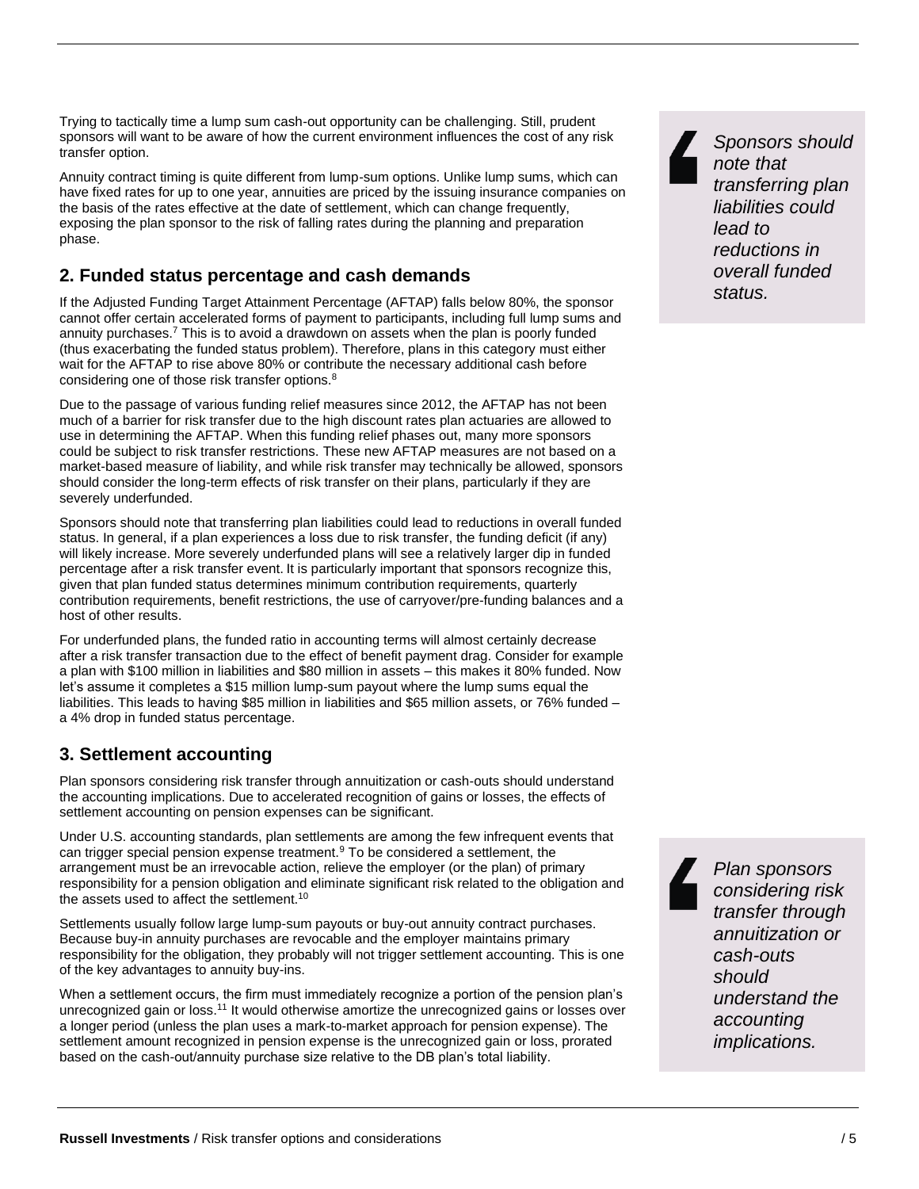Trying to tactically time a lump sum cash-out opportunity can be challenging. Still, prudent sponsors will want to be aware of how the current environment influences the cost of any risk transfer option.

Annuity contract timing is quite different from lump-sum options. Unlike lump sums, which can have fixed rates for up to one year, annuities are priced by the issuing insurance companies on the basis of the rates effective at the date of settlement, which can change frequently, exposing the plan sponsor to the risk of falling rates during the planning and preparation phase.

## 2. Funded status percentage and cash demands

If the Adjusted Funding Target Attainment Percentage (AFTAP) falls below 80%, the sponsor cannot offer certain accelerated forms of payment to participants, including full lump sums and annuity purchases.[7] This is to avoid a drawdown on assets when the plan is poorly funded (thus exacerbating the funded status problem). Therefore, plans in this category must either wait for the AFTAP to rise above 80% or contribute the necessary additional cash before considering one of those risk transfer options.[8]

Due to the passage of various funding relief measures since 2012, the AFTAP has not been much of a barrier for risk transfer due to the high discount rates plan actuaries are allowed to use in determining the AFTAP. When this funding relief phases out, many more sponsors could be subject to risk transfer restrictions. These new AFTAP measures are not based on a market-based measure of liability, and while risk transfer may technically be allowed, sponsors should consider the long-term effects of risk transfer on their plans, particularly if they are severely underfunded.

Sponsors should note that transferring plan liabilities could lead to reductions in overall funded status. In general, if a plan experiences a loss due to risk transfer, the funding deficit (if any) will likely increase. More severely underfunded plans will see a relatively larger dip in funded percentage after a risk transfer event. It is particularly important that sponsors recognize this, given that plan funded status determines minimum contribution requirements, quarterly contribution requirements, benefit restrictions, the use of carryover/pre-funding balances and a host of other results.

> *Sponsors should note that transferring plan liabilities could lead to reductions in overall funded status.*

For underfunded plans, the funded ratio in accounting terms will almost certainly decrease after a risk transfer transaction due to the effect of benefit payment drag. Consider for example a plan with $100 million in liabilities and $80 million in assets – this makes it 80% funded. Now let's assume it completes a $15 million lump-sum payout where the lump sums equal the liabilities. This leads to having $85 million in liabilities and $65 million assets, or 76% funded – a 4% drop in funded status percentage.

## 3. Settlement accounting

Plan sponsors considering risk transfer through annuitization or cash-outs should understand the accounting implications. Due to accelerated recognition of gains or losses, the effects of settlement accounting on pension expenses can be significant.

> *Plan sponsors considering risk transfer through annuitization or cash-outs should understand the accounting implications.*

Under U.S. accounting standards, plan settlements are among the few infrequent events that can trigger special pension expense treatment.[9] To be considered a settlement, the arrangement must be an irrevocable action, relieve the employer (or the plan) of primary responsibility for a pension obligation and eliminate significant risk related to the obligation and the assets used to affect the settlement.[10]

Settlements usually follow large lump-sum payouts or buy-out annuity contract purchases. Because buy-in annuity purchases are revocable and the employer maintains primary responsibility for the obligation, they probably will not trigger settlement accounting. This is one of the key advantages to annuity buy-ins.

When a settlement occurs, the firm must immediately recognize a portion of the pension plan's unrecognized gain or loss.[11] It would otherwise amortize the unrecognized gains or losses over a longer period (unless the plan uses a mark-to-market approach for pension expense). The settlement amount recognized in pension expense is the unrecognized gain or loss, prorated based on the cash-out/annuity purchase size relative to the DB plan's total liability.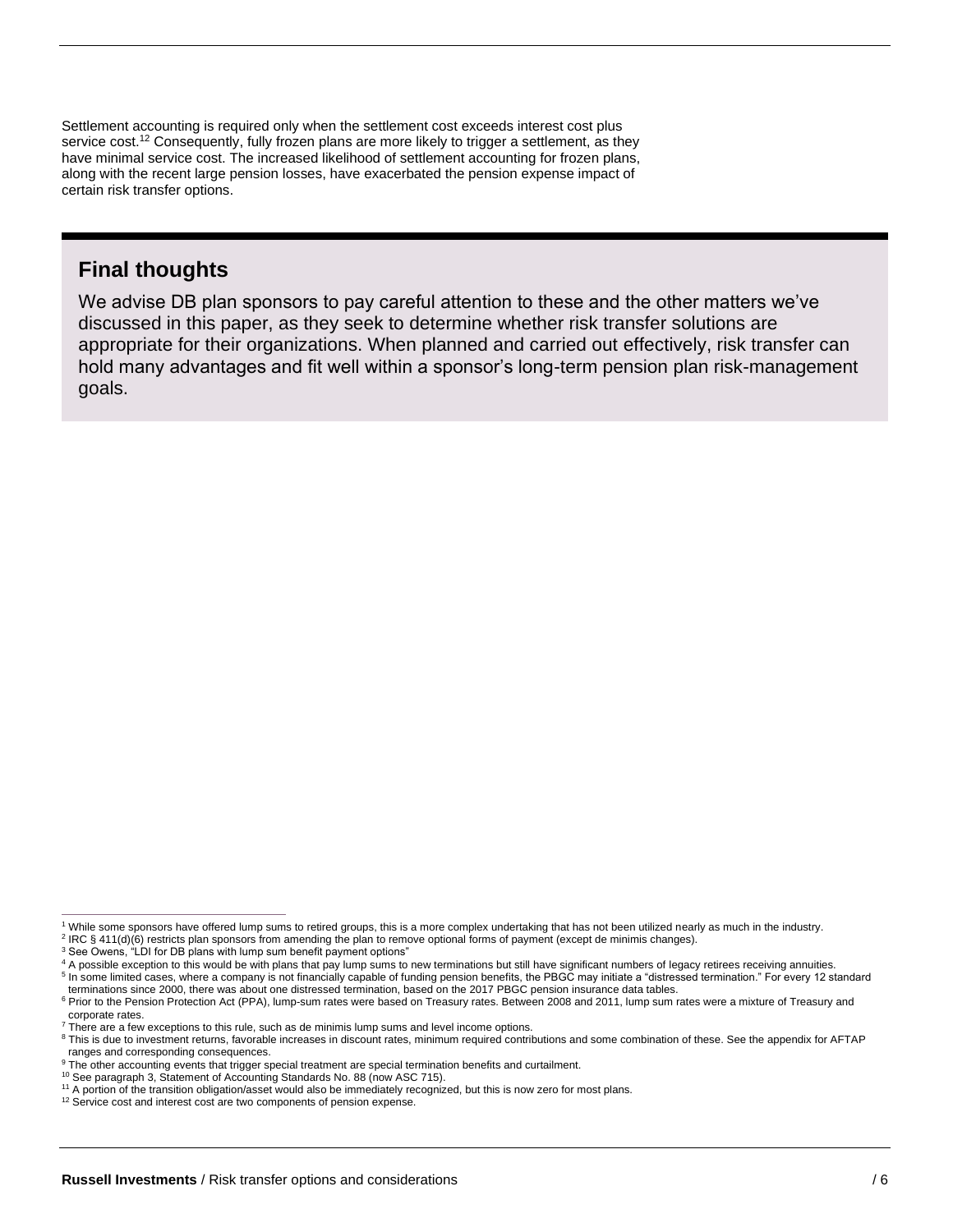Settlement accounting is required only when the settlement cost exceeds interest cost plus service cost.[12] Consequently, fully frozen plans are more likely to trigger a settlement, as they have minimal service cost. The increased likelihood of settlement accounting for frozen plans, along with the recent large pension losses, have exacerbated the pension expense impact of certain risk transfer options.

## Final thoughts

We advise DB plan sponsors to pay careful attention to these and the other matters we've discussed in this paper, as they seek to determine whether risk transfer solutions are appropriate for their organizations. When planned and carried out effectively, risk transfer can hold many advantages and fit well within a sponsor's long-term pension plan risk-management goals.

---

[1] While some sponsors have offered lump sums to retired groups, this is a more complex undertaking that has not been utilized nearly as much in the industry.

[2] IRC § 411(d)(6) restricts plan sponsors from amending the plan to remove optional forms of payment (except de minimis changes).

[3] See Owens, "LDI for DB plans with lump sum benefit payment options"

[4] A possible exception to this would be with plans that pay lump sums to new terminations but still have significant numbers of legacy retirees receiving annuities.

[5] In some limited cases, where a company is not financially capable of funding pension benefits, the PBGC may initiate a "distressed termination." For every 12 standard terminations since 2000, there was about one distressed termination, based on the 2017 PBGC pension insurance data tables.

[6] Prior to the Pension Protection Act (PPA), lump-sum rates were based on Treasury rates. Between 2008 and 2011, lump sum rates were a mixture of Treasury and corporate rates.

[7] There are a few exceptions to this rule, such as de minimis lump sums and level income options.

[8] This is due to investment returns, favorable increases in discount rates, minimum required contributions and some combination of these. See the appendix for AFTAP ranges and corresponding consequences.

[9] The other accounting events that trigger special treatment are special termination benefits and curtailment.

[10] See paragraph 3, Statement of Accounting Standards No. 88 (now ASC 715).

[11] A portion of the transition obligation/asset would also be immediately recognized, but this is now zero for most plans.

[12] Service cost and interest cost are two components of pension expense.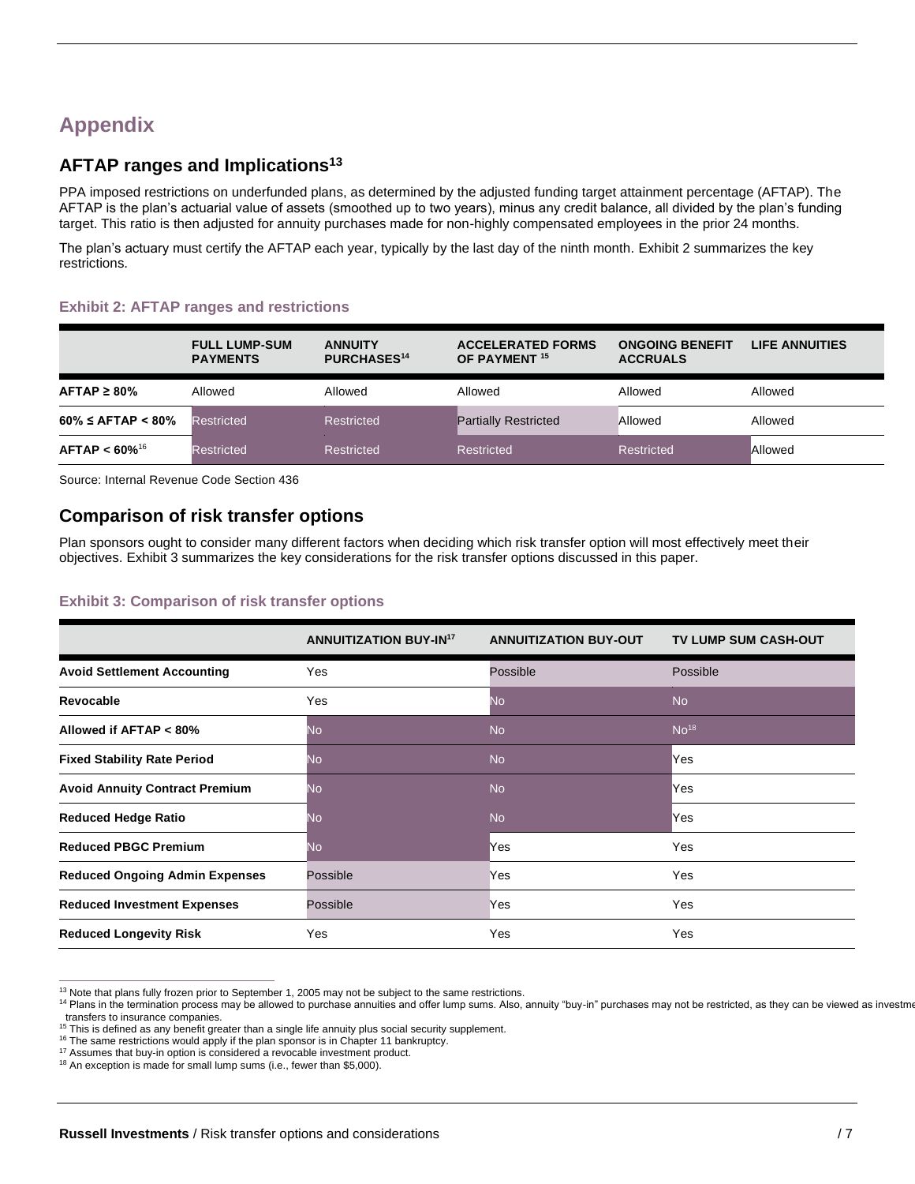# Appendix

## AFTAP ranges and Implications[13]

PPA imposed restrictions on underfunded plans, as determined by the adjusted funding target attainment percentage (AFTAP). The AFTAP is the plan's actuarial value of assets (smoothed up to two years), minus any credit balance, all divided by the plan's funding target. This ratio is then adjusted for annuity purchases made for non-highly compensated employees in the prior 24 months.

The plan's actuary must certify the AFTAP each year, typically by the last day of the ninth month. Exhibit 2 summarizes the key restrictions.

### Exhibit 2: AFTAP ranges and restrictions

| | FULL LUMP-SUM PAYMENTS | ANNUITY PURCHASES[14] | ACCELERATED FORMS OF PAYMENT [15] | ONGOING BENEFIT ACCRUALS | LIFE ANNUITIES |
|---|---|---|---|---|---|
| **AFTAP ≥ 80%** | Allowed | Allowed | Allowed | Allowed | Allowed |
| **60% ≤ AFTAP < 80%** | Restricted | Restricted | Partially Restricted | Allowed | Allowed |
| **AFTAP < 60%**[16] | Restricted | Restricted | Restricted | Restricted | Allowed |

Source: Internal Revenue Code Section 436

## Comparison of risk transfer options

Plan sponsors ought to consider many different factors when deciding which risk transfer option will most effectively meet their objectives. Exhibit 3 summarizes the key considerations for the risk transfer options discussed in this paper.

### Exhibit 3: Comparison of risk transfer options

| | ANNUITIZATION BUY-IN[17] | ANNUITIZATION BUY-OUT | TV LUMP SUM CASH-OUT |
|---|---|---|---|
| **Avoid Settlement Accounting** | Yes | Possible | Possible |
| **Revocable** | Yes | No | No |
| **Allowed if AFTAP < 80%** | No | No | No[18] |
| **Fixed Stability Rate Period** | No | No | Yes |
| **Avoid Annuity Contract Premium** | No | No | Yes |
| **Reduced Hedge Ratio** | No | No | Yes |
| **Reduced PBGC Premium** | No | Yes | Yes |
| **Reduced Ongoing Admin Expenses** | Possible | Yes | Yes |
| **Reduced Investment Expenses** | Possible | Yes | Yes |
| **Reduced Longevity Risk** | Yes | Yes | Yes |

[13] Note that plans fully frozen prior to September 1, 2005 may not be subject to the same restrictions.

[14] Plans in the termination process may be allowed to purchase annuities and offer lump sums. Also, annuity "buy-in" purchases may not be restricted, as they can be viewed as investme transfers to insurance companies.

[15] This is defined as any benefit greater than a single life annuity plus social security supplement.

[16] The same restrictions would apply if the plan sponsor is in Chapter 11 bankruptcy.

[17] Assumes that buy-in option is considered a revocable investment product.

[18] An exception is made for small lump sums (i.e., fewer than $5,000).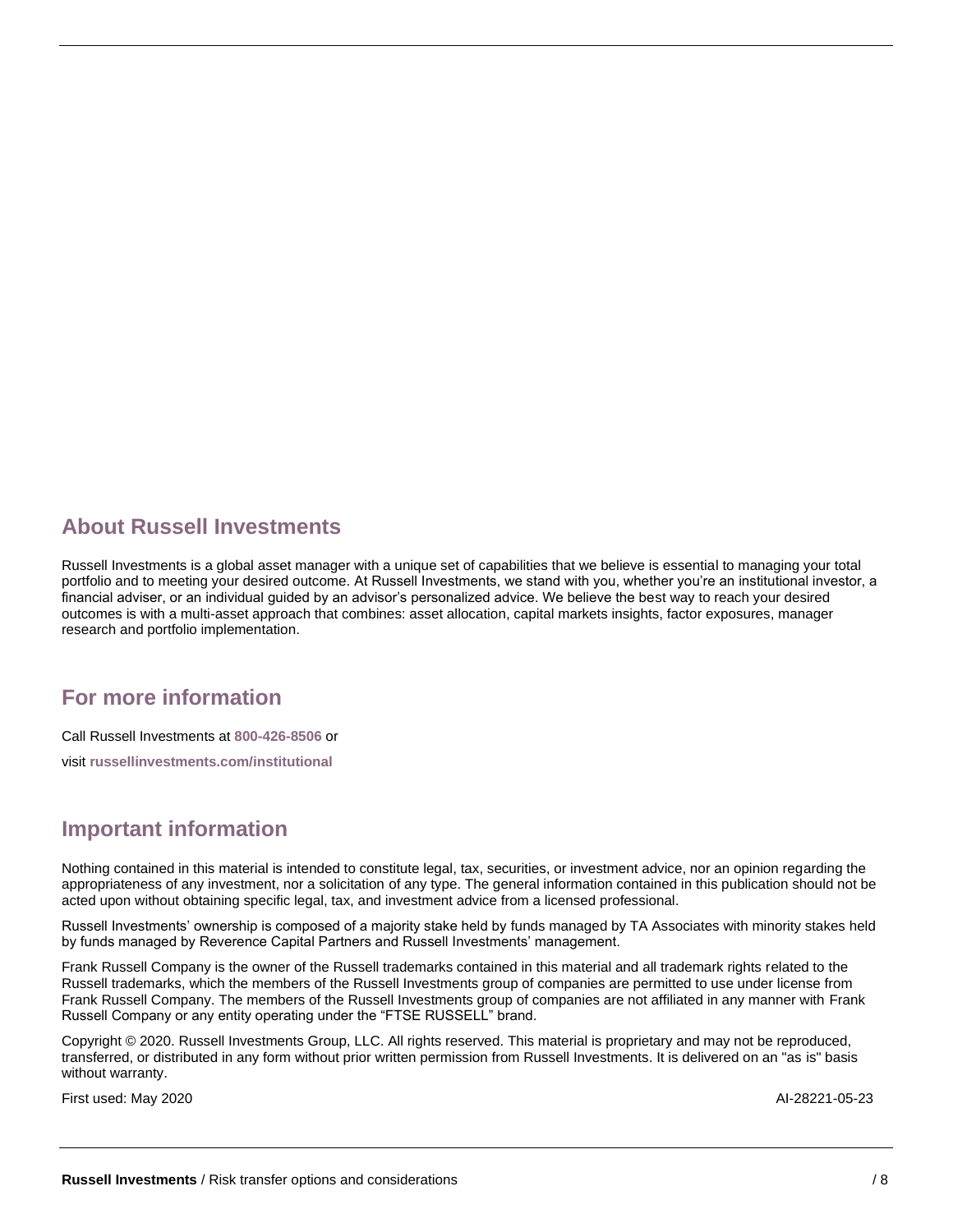## About Russell Investments

Russell Investments is a global asset manager with a unique set of capabilities that we believe is essential to managing your total portfolio and to meeting your desired outcome. At Russell Investments, we stand with you, whether you're an institutional investor, a financial adviser, or an individual guided by an advisor's personalized advice. We believe the best way to reach your desired outcomes is with a multi-asset approach that combines: asset allocation, capital markets insights, factor exposures, manager research and portfolio implementation.

## For more information

Call Russell Investments at **800-426-8506** or

visit **russellinvestments.com/institutional**

## Important information

Nothing contained in this material is intended to constitute legal, tax, securities, or investment advice, nor an opinion regarding the appropriateness of any investment, nor a solicitation of any type. The general information contained in this publication should not be acted upon without obtaining specific legal, tax, and investment advice from a licensed professional.

Russell Investments' ownership is composed of a majority stake held by funds managed by TA Associates with minority stakes held by funds managed by Reverence Capital Partners and Russell Investments' management.

Frank Russell Company is the owner of the Russell trademarks contained in this material and all trademark rights related to the Russell trademarks, which the members of the Russell Investments group of companies are permitted to use under license from Frank Russell Company. The members of the Russell Investments group of companies are not affiliated in any manner with Frank Russell Company or any entity operating under the "FTSE RUSSELL" brand.

Copyright © 2020. Russell Investments Group, LLC. All rights reserved. This material is proprietary and may not be reproduced, transferred, or distributed in any form without prior written permission from Russell Investments. It is delivered on an "as is" basis without warranty.

First used: May 2020

AI-28221-05-23